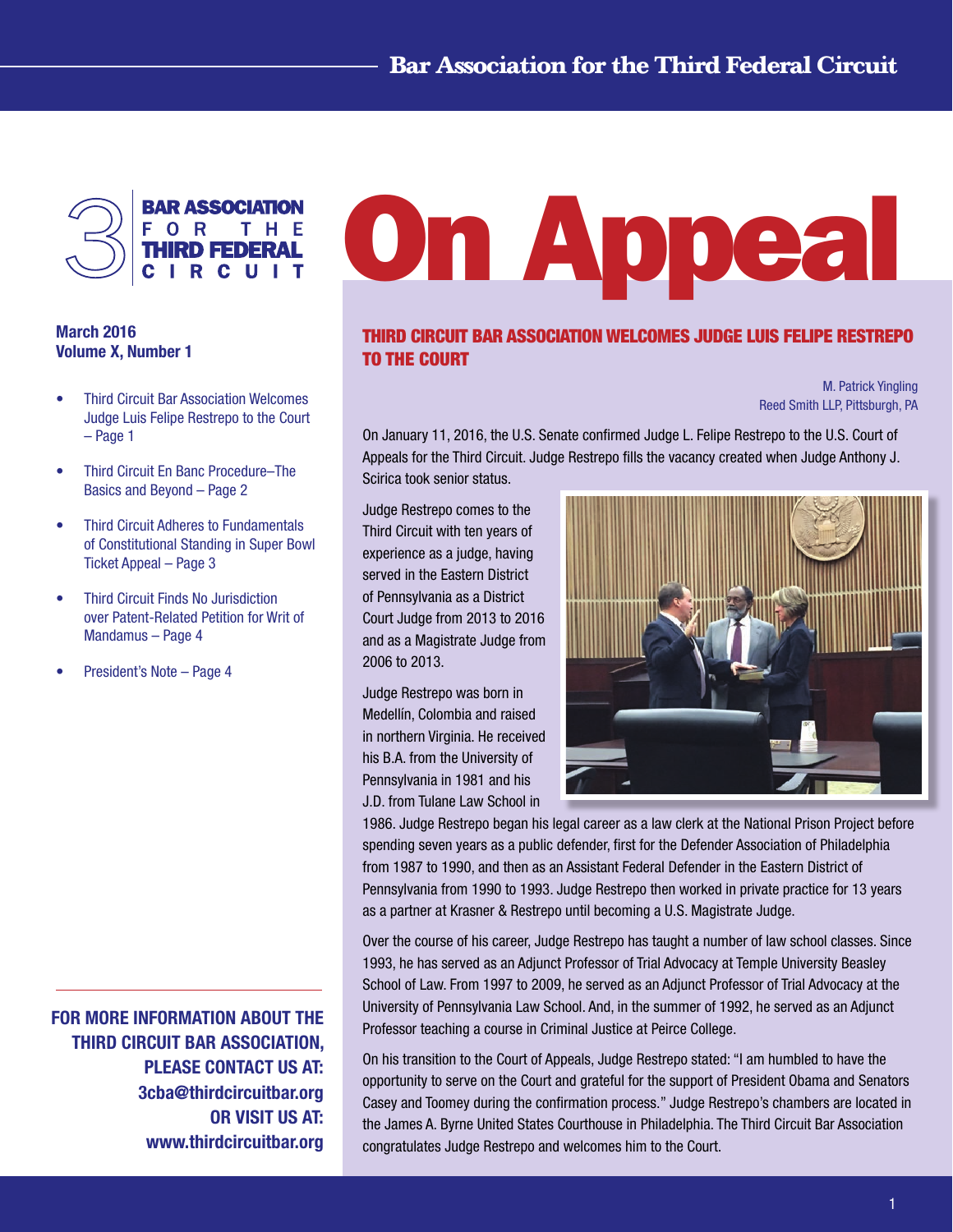Bar Association for the Third Federal Circuit

# On Appeal

**March 2016**
**Volume X, Number 1**

- Third Circuit Bar Association Welcomes Judge Luis Felipe Restrepo to the Court – Page 1
- Third Circuit En Banc Procedure–The Basics and Beyond – Page 2
- Third Circuit Adheres to Fundamentals of Constitutional Standing in Super Bowl Ticket Appeal – Page 3
- Third Circuit Finds No Jurisdiction over Patent-Related Petition for Writ of Mandamus – Page 4
- President's Note – Page 4

**FOR MORE INFORMATION ABOUT THE THIRD CIRCUIT BAR ASSOCIATION, PLEASE CONTACT US AT: 3cba@thirdcircuitbar.org OR VISIT US AT: www.thirdcircuitbar.org**

## THIRD CIRCUIT BAR ASSOCIATION WELCOMES JUDGE LUIS FELIPE RESTREPO TO THE COURT

M. Patrick Yingling
Reed Smith LLP, Pittsburgh, PA

On January 11, 2016, the U.S. Senate confirmed Judge L. Felipe Restrepo to the U.S. Court of Appeals for the Third Circuit. Judge Restrepo fills the vacancy created when Judge Anthony J. Scirica took senior status.

Judge Restrepo comes to the Third Circuit with ten years of experience as a judge, having served in the Eastern District of Pennsylvania as a District Court Judge from 2013 to 2016 and as a Magistrate Judge from 2006 to 2013.

Judge Restrepo was born in Medellín, Colombia and raised in northern Virginia. He received his B.A. from the University of Pennsylvania in 1981 and his J.D. from Tulane Law School in 1986. Judge Restrepo began his legal career as a law clerk at the National Prison Project before spending seven years as a public defender, first for the Defender Association of Philadelphia from 1987 to 1990, and then as an Assistant Federal Defender in the Eastern District of Pennsylvania from 1990 to 1993. Judge Restrepo then worked in private practice for 13 years as a partner at Krasner & Restrepo until becoming a U.S. Magistrate Judge.

Over the course of his career, Judge Restrepo has taught a number of law school classes. Since 1993, he has served as an Adjunct Professor of Trial Advocacy at Temple University Beasley School of Law. From 1997 to 2009, he served as an Adjunct Professor of Trial Advocacy at the University of Pennsylvania Law School. And, in the summer of 1992, he served as an Adjunct Professor teaching a course in Criminal Justice at Peirce College.

On his transition to the Court of Appeals, Judge Restrepo stated: "I am humbled to have the opportunity to serve on the Court and grateful for the support of President Obama and Senators Casey and Toomey during the confirmation process." Judge Restrepo's chambers are located in the James A. Byrne United States Courthouse in Philadelphia. The Third Circuit Bar Association congratulates Judge Restrepo and welcomes him to the Court.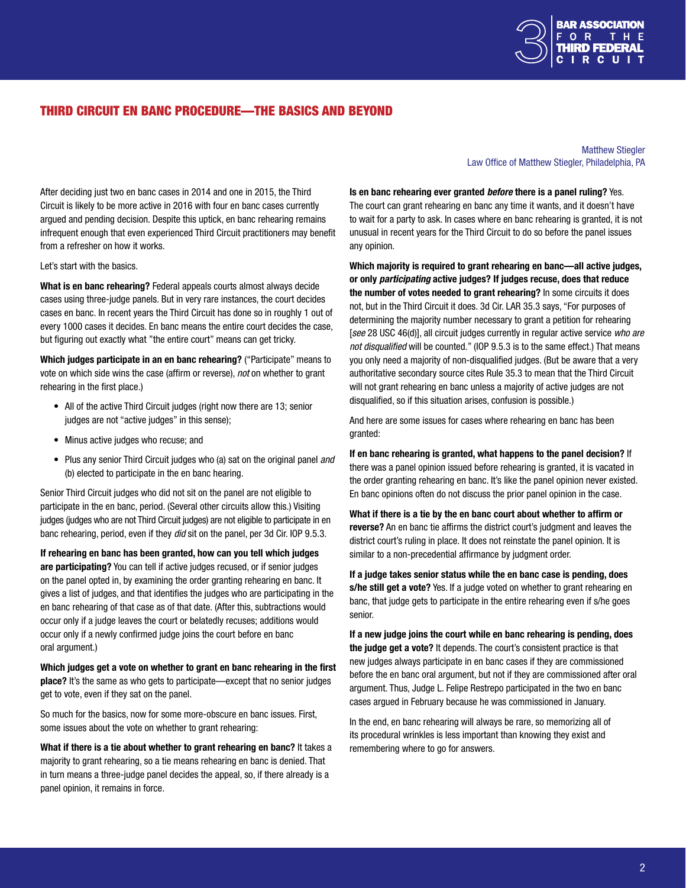## THIRD CIRCUIT EN BANC PROCEDURE—THE BASICS AND BEYOND

Matthew Stiegler
Law Office of Matthew Stiegler, Philadelphia, PA

After deciding just two en banc cases in 2014 and one in 2015, the Third Circuit is likely to be more active in 2016 with four en banc cases currently argued and pending decision. Despite this uptick, en banc rehearing remains infrequent enough that even experienced Third Circuit practitioners may benefit from a refresher on how it works.

Let's start with the basics.

**What is en banc rehearing?** Federal appeals courts almost always decide cases using three-judge panels. But in very rare instances, the court decides cases en banc. In recent years the Third Circuit has done so in roughly 1 out of every 1000 cases it decides. En banc means the entire court decides the case, but figuring out exactly what "the entire court" means can get tricky.

**Which judges participate in an en banc rehearing?** ("Participate" means to vote on which side wins the case (affirm or reverse), *not* on whether to grant rehearing in the first place.)

- All of the active Third Circuit judges (right now there are 13; senior judges are not "active judges" in this sense);
- Minus active judges who recuse; and
- Plus any senior Third Circuit judges who (a) sat on the original panel *and* (b) elected to participate in the en banc hearing.

Senior Third Circuit judges who did not sit on the panel are not eligible to participate in the en banc, period. (Several other circuits allow this.) Visiting judges (judges who are not Third Circuit judges) are not eligible to participate in en banc rehearing, period, even if they *did* sit on the panel, per 3d Cir. IOP 9.5.3.

**If rehearing en banc has been granted, how can you tell which judges are participating?** You can tell if active judges recused, or if senior judges on the panel opted in, by examining the order granting rehearing en banc. It gives a list of judges, and that identifies the judges who are participating in the en banc rehearing of that case as of that date. (After this, subtractions would occur only if a judge leaves the court or belatedly recuses; additions would occur only if a newly confirmed judge joins the court before en banc oral argument.)

**Which judges get a vote on whether to grant en banc rehearing in the first place?** It's the same as who gets to participate—except that no senior judges get to vote, even if they sat on the panel.

So much for the basics, now for some more-obscure en banc issues. First, some issues about the vote on whether to grant rehearing:

**What if there is a tie about whether to grant rehearing en banc?** It takes a majority to grant rehearing, so a tie means rehearing en banc is denied. That in turn means a three-judge panel decides the appeal, so, if there already is a panel opinion, it remains in force.

**Is en banc rehearing ever granted *before* there is a panel ruling?** Yes. The court can grant rehearing en banc any time it wants, and it doesn't have to wait for a party to ask. In cases where en banc rehearing is granted, it is not unusual in recent years for the Third Circuit to do so before the panel issues any opinion.

**Which majority is required to grant rehearing en banc—all active judges, or only *participating* active judges? If judges recuse, does that reduce the number of votes needed to grant rehearing?** In some circuits it does not, but in the Third Circuit it does. 3d Cir. LAR 35.3 says, "For purposes of determining the majority number necessary to grant a petition for rehearing [*see* 28 USC 46(d)], all circuit judges currently in regular active service *who are not disqualified* will be counted." (IOP 9.5.3 is to the same effect.) That means you only need a majority of non-disqualified judges. (But be aware that a very authoritative secondary source cites Rule 35.3 to mean that the Third Circuit will not grant rehearing en banc unless a majority of active judges are not disqualified, so if this situation arises, confusion is possible.)

And here are some issues for cases where rehearing en banc has been granted:

**If en banc rehearing is granted, what happens to the panel decision?** If there was a panel opinion issued before rehearing is granted, it is vacated in the order granting rehearing en banc. It's like the panel opinion never existed. En banc opinions often do not discuss the prior panel opinion in the case.

**What if there is a tie by the en banc court about whether to affirm or reverse?** An en banc tie affirms the district court's judgment and leaves the district court's ruling in place. It does not reinstate the panel opinion. It is similar to a non-precedential affirmance by judgment order.

**If a judge takes senior status while the en banc case is pending, does s/he still get a vote?** Yes. If a judge voted on whether to grant rehearing en banc, that judge gets to participate in the entire rehearing even if s/he goes senior.

**If a new judge joins the court while en banc rehearing is pending, does the judge get a vote?** It depends. The court's consistent practice is that new judges always participate in en banc cases if they are commissioned before the en banc oral argument, but not if they are commissioned after oral argument. Thus, Judge L. Felipe Restrepo participated in the two en banc cases argued in February because he was commissioned in January.

In the end, en banc rehearing will always be rare, so memorizing all of its procedural wrinkles is less important than knowing they exist and remembering where to go for answers.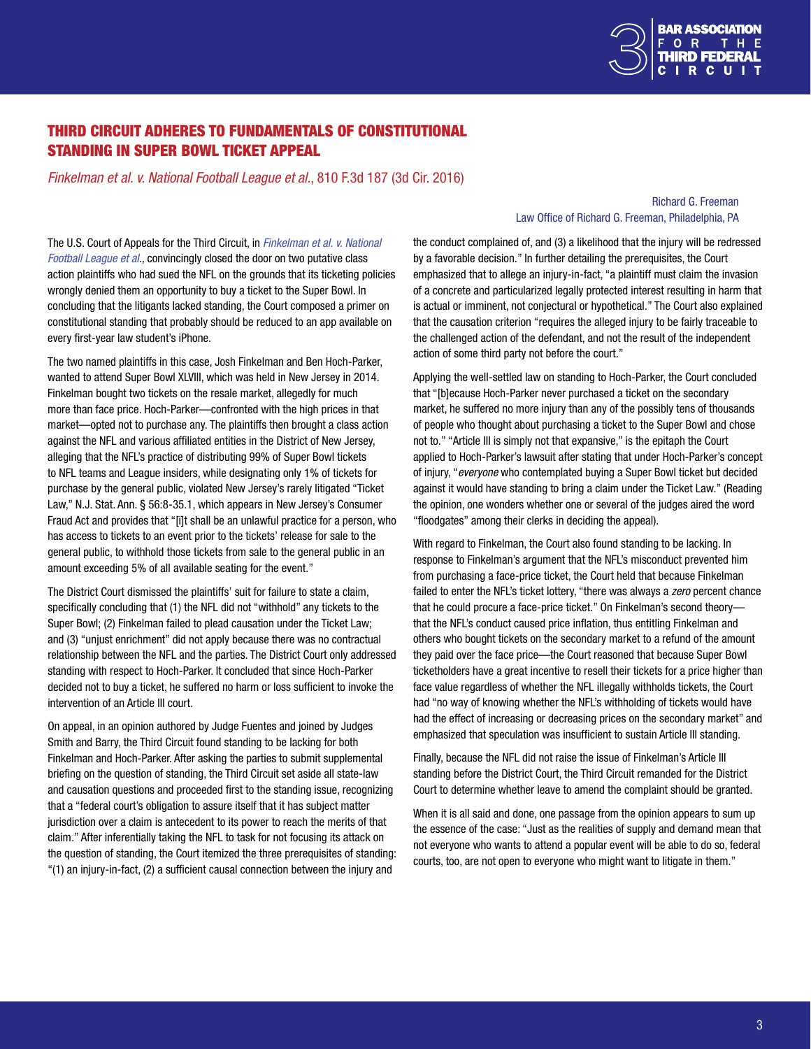## THIRD CIRCUIT ADHERES TO FUNDAMENTALS OF CONSTITUTIONAL STANDING IN SUPER BOWL TICKET APPEAL

*Finkelman et al. v. National Football League et al.*, 810 F.3d 187 (3d Cir. 2016)

Richard G. Freeman
Law Office of Richard G. Freeman, Philadelphia, PA

The U.S. Court of Appeals for the Third Circuit, in *Finkelman et al. v. National Football League et al.*, convincingly closed the door on two putative class action plaintiffs who had sued the NFL on the grounds that its ticketing policies wrongly denied them an opportunity to buy a ticket to the Super Bowl. In concluding that the litigants lacked standing, the Court composed a primer on constitutional standing that probably should be reduced to an app available on every first-year law student's iPhone.

The two named plaintiffs in this case, Josh Finkelman and Ben Hoch-Parker, wanted to attend Super Bowl XLVIII, which was held in New Jersey in 2014. Finkelman bought two tickets on the resale market, allegedly for much more than face price. Hoch-Parker—confronted with the high prices in that market—opted not to purchase any. The plaintiffs then brought a class action against the NFL and various affiliated entities in the District of New Jersey, alleging that the NFL's practice of distributing 99% of Super Bowl tickets to NFL teams and League insiders, while designating only 1% of tickets for purchase by the general public, violated New Jersey's rarely litigated "Ticket Law," N.J. Stat. Ann. § 56:8-35.1, which appears in New Jersey's Consumer Fraud Act and provides that "[i]t shall be an unlawful practice for a person, who has access to tickets to an event prior to the tickets' release for sale to the general public, to withhold those tickets from sale to the general public in an amount exceeding 5% of all available seating for the event."

The District Court dismissed the plaintiffs' suit for failure to state a claim, specifically concluding that (1) the NFL did not "withhold" any tickets to the Super Bowl; (2) Finkelman failed to plead causation under the Ticket Law; and (3) "unjust enrichment" did not apply because there was no contractual relationship between the NFL and the parties. The District Court only addressed standing with respect to Hoch-Parker. It concluded that since Hoch-Parker decided not to buy a ticket, he suffered no harm or loss sufficient to invoke the intervention of an Article III court.

On appeal, in an opinion authored by Judge Fuentes and joined by Judges Smith and Barry, the Third Circuit found standing to be lacking for both Finkelman and Hoch-Parker. After asking the parties to submit supplemental briefing on the question of standing, the Third Circuit set aside all state-law and causation questions and proceeded first to the standing issue, recognizing that a "federal court's obligation to assure itself that it has subject matter jurisdiction over a claim is antecedent to its power to reach the merits of that claim." After inferentially taking the NFL to task for not focusing its attack on the question of standing, the Court itemized the three prerequisites of standing: "(1) an injury-in-fact, (2) a sufficient causal connection between the injury and the conduct complained of, and (3) a likelihood that the injury will be redressed by a favorable decision." In further detailing the prerequisites, the Court emphasized that to allege an injury-in-fact, "a plaintiff must claim the invasion of a concrete and particularized legally protected interest resulting in harm that is actual or imminent, not conjectural or hypothetical." The Court also explained that the causation criterion "requires the alleged injury to be fairly traceable to the challenged action of the defendant, and not the result of the independent action of some third party not before the court."

Applying the well-settled law on standing to Hoch-Parker, the Court concluded that "[b]ecause Hoch-Parker never purchased a ticket on the secondary market, he suffered no more injury than any of the possibly tens of thousands of people who thought about purchasing a ticket to the Super Bowl and chose not to." "Article III is simply not that expansive," is the epitaph the Court applied to Hoch-Parker's lawsuit after stating that under Hoch-Parker's concept of injury, "*everyone* who contemplated buying a Super Bowl ticket but decided against it would have standing to bring a claim under the Ticket Law." (Reading the opinion, one wonders whether one or several of the judges aired the word "floodgates" among their clerks in deciding the appeal).

With regard to Finkelman, the Court also found standing to be lacking. In response to Finkelman's argument that the NFL's misconduct prevented him from purchasing a face-price ticket, the Court held that because Finkelman failed to enter the NFL's ticket lottery, "there was always a *zero* percent chance that he could procure a face-price ticket." On Finkelman's second theory—that the NFL's conduct caused price inflation, thus entitling Finkelman and others who bought tickets on the secondary market to a refund of the amount they paid over the face price—the Court reasoned that because Super Bowl ticketholders have a great incentive to resell their tickets for a price higher than face value regardless of whether the NFL illegally withholds tickets, the Court had "no way of knowing whether the NFL's withholding of tickets would have had the effect of increasing or decreasing prices on the secondary market" and emphasized that speculation was insufficient to sustain Article III standing.

Finally, because the NFL did not raise the issue of Finkelman's Article III standing before the District Court, the Third Circuit remanded for the District Court to determine whether leave to amend the complaint should be granted.

When it is all said and done, one passage from the opinion appears to sum up the essence of the case: "Just as the realities of supply and demand mean that not everyone who wants to attend a popular event will be able to do so, federal courts, too, are not open to everyone who might want to litigate in them."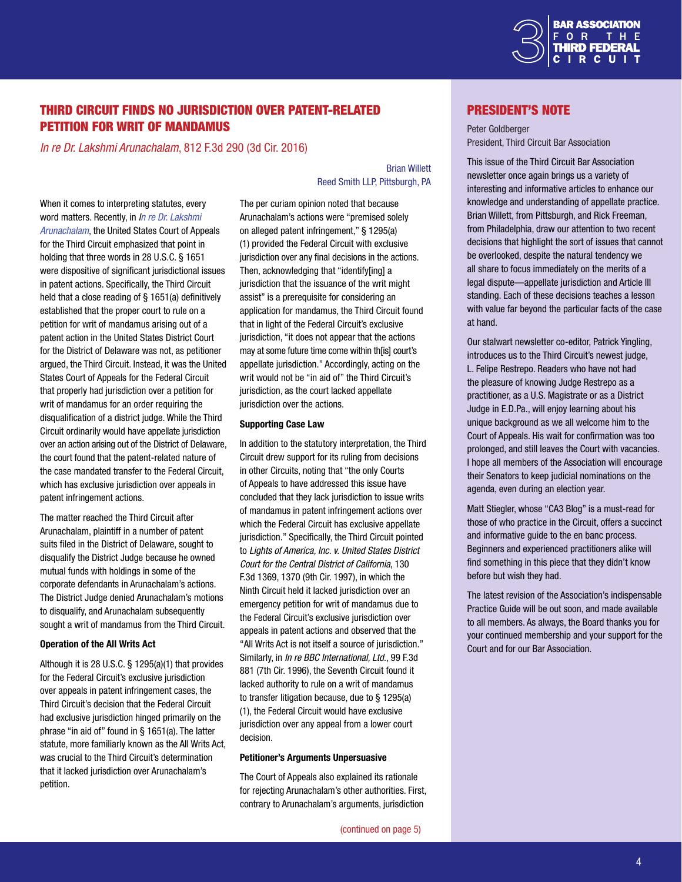## THIRD CIRCUIT FINDS NO JURISDICTION OVER PATENT-RELATED PETITION FOR WRIT OF MANDAMUS

*In re Dr. Lakshmi Arunachalam*, 812 F.3d 290 (3d Cir. 2016)

Brian Willett
Reed Smith LLP, Pittsburgh, PA

When it comes to interpreting statutes, every word matters. Recently, in *In re Dr. Lakshmi Arunachalam*, the United States Court of Appeals for the Third Circuit emphasized that point in holding that three words in 28 U.S.C. § 1651 were dispositive of significant jurisdictional issues in patent actions. Specifically, the Third Circuit held that a close reading of § 1651(a) definitively established that the proper court to rule on a petition for writ of mandamus arising out of a patent action in the United States District Court for the District of Delaware was not, as petitioner argued, the Third Circuit. Instead, it was the United States Court of Appeals for the Federal Circuit that properly had jurisdiction over a petition for writ of mandamus for an order requiring the disqualification of a district judge. While the Third Circuit ordinarily would have appellate jurisdiction over an action arising out of the District of Delaware, the court found that the patent-related nature of the case mandated transfer to the Federal Circuit, which has exclusive jurisdiction over appeals in patent infringement actions.

The matter reached the Third Circuit after Arunachalam, plaintiff in a number of patent suits filed in the District of Delaware, sought to disqualify the District Judge because he owned mutual funds with holdings in some of the corporate defendants in Arunachalam's actions. The District Judge denied Arunachalam's motions to disqualify, and Arunachalam subsequently sought a writ of mandamus from the Third Circuit.

**Operation of the All Writs Act**

Although it is 28 U.S.C. § 1295(a)(1) that provides for the Federal Circuit's exclusive jurisdiction over appeals in patent infringement cases, the Third Circuit's decision that the Federal Circuit had exclusive jurisdiction hinged primarily on the phrase "in aid of" found in § 1651(a). The latter statute, more familiarly known as the All Writs Act, was crucial to the Third Circuit's determination that it lacked jurisdiction over Arunachalam's petition.

The per curiam opinion noted that because Arunachalam's actions were "premised solely on alleged patent infringement," § 1295(a)(1) provided the Federal Circuit with exclusive jurisdiction over any final decisions in the actions. Then, acknowledging that "identify[ing] a jurisdiction that the issuance of the writ might assist" is a prerequisite for considering an application for mandamus, the Third Circuit found that in light of the Federal Circuit's exclusive jurisdiction, "it does not appear that the actions may at some future time come within th[is] court's appellate jurisdiction." Accordingly, acting on the writ would not be "in aid of" the Third Circuit's jurisdiction, as the court lacked appellate jurisdiction over the actions.

**Supporting Case Law**

In addition to the statutory interpretation, the Third Circuit drew support for its ruling from decisions in other Circuits, noting that "the only Courts of Appeals to have addressed this issue have concluded that they lack jurisdiction to issue writs of mandamus in patent infringement actions over which the Federal Circuit has exclusive appellate jurisdiction." Specifically, the Third Circuit pointed to *Lights of America, Inc. v. United States District Court for the Central District of California*, 130 F.3d 1369, 1370 (9th Cir. 1997), in which the Ninth Circuit held it lacked jurisdiction over an emergency petition for writ of mandamus due to the Federal Circuit's exclusive jurisdiction over appeals in patent actions and observed that the "All Writs Act is not itself a source of jurisdiction." Similarly, in *In re BBC International, Ltd.*, 99 F.3d 881 (7th Cir. 1996), the Seventh Circuit found it lacked authority to rule on a writ of mandamus to transfer litigation because, due to § 1295(a)(1), the Federal Circuit would have exclusive jurisdiction over any appeal from a lower court decision.

**Petitioner's Arguments Unpersuasive**

The Court of Appeals also explained its rationale for rejecting Arunachalam's other authorities. First, contrary to Arunachalam's arguments, jurisdiction

(continued on page 5)

## PRESIDENT'S NOTE

Peter Goldberger
President, Third Circuit Bar Association

This issue of the Third Circuit Bar Association newsletter once again brings us a variety of interesting and informative articles to enhance our knowledge and understanding of appellate practice. Brian Willett, from Pittsburgh, and Rick Freeman, from Philadelphia, draw our attention to two recent decisions that highlight the sort of issues that cannot be overlooked, despite the natural tendency we all share to focus immediately on the merits of a legal dispute—appellate jurisdiction and Article III standing. Each of these decisions teaches a lesson with value far beyond the particular facts of the case at hand.

Our stalwart newsletter co-editor, Patrick Yingling, introduces us to the Third Circuit's newest judge, L. Felipe Restrepo. Readers who have not had the pleasure of knowing Judge Restrepo as a practitioner, as a U.S. Magistrate or as a District Judge in E.D.Pa., will enjoy learning about his unique background as we all welcome him to the Court of Appeals. His wait for confirmation was too prolonged, and still leaves the Court with vacancies. I hope all members of the Association will encourage their Senators to keep judicial nominations on the agenda, even during an election year.

Matt Stiegler, whose "CA3 Blog" is a must-read for those of who practice in the Circuit, offers a succinct and informative guide to the en banc process. Beginners and experienced practitioners alike will find something in this piece that they didn't know before but wish they had.

The latest revision of the Association's indispensable Practice Guide will be out soon, and made available to all members. As always, the Board thanks you for your continued membership and your support for the Court and for our Bar Association.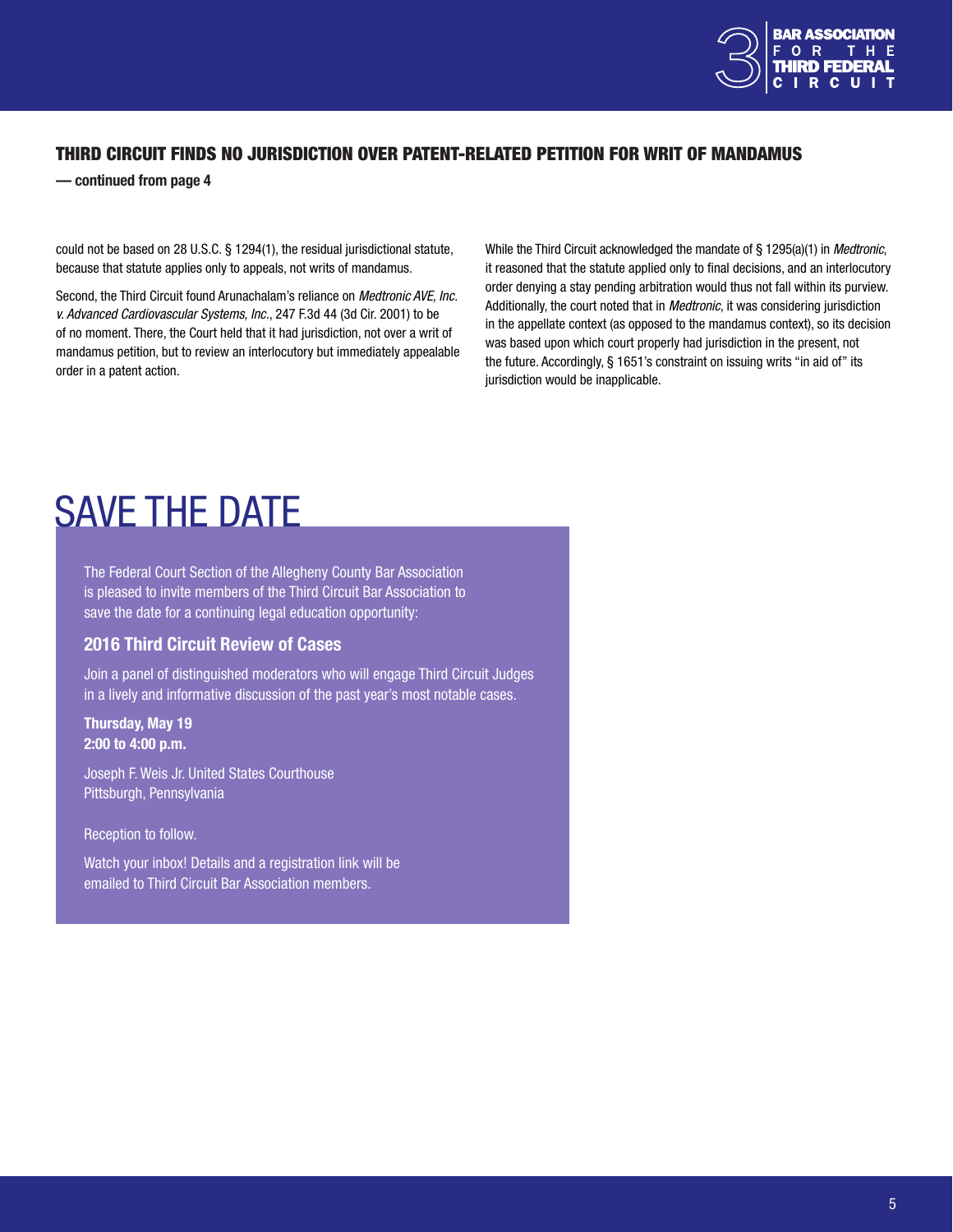## THIRD CIRCUIT FINDS NO JURISDICTION OVER PATENT-RELATED PETITION FOR WRIT OF MANDAMUS

**— continued from page 4**

could not be based on 28 U.S.C. § 1294(1), the residual jurisdictional statute, because that statute applies only to appeals, not writs of mandamus.

Second, the Third Circuit found Arunachalam's reliance on *Medtronic AVE, Inc. v. Advanced Cardiovascular Systems, Inc.*, 247 F.3d 44 (3d Cir. 2001) to be of no moment. There, the Court held that it had jurisdiction, not over a writ of mandamus petition, but to review an interlocutory but immediately appealable order in a patent action.

While the Third Circuit acknowledged the mandate of § 1295(a)(1) in *Medtronic*, it reasoned that the statute applied only to final decisions, and an interlocutory order denying a stay pending arbitration would thus not fall within its purview. Additionally, the court noted that in *Medtronic*, it was considering jurisdiction in the appellate context (as opposed to the mandamus context), so its decision was based upon which court properly had jurisdiction in the present, not the future. Accordingly, § 1651's constraint on issuing writs "in aid of" its jurisdiction would be inapplicable.

# SAVE THE DATE

The Federal Court Section of the Allegheny County Bar Association is pleased to invite members of the Third Circuit Bar Association to save the date for a continuing legal education opportunity:

### 2016 Third Circuit Review of Cases

Join a panel of distinguished moderators who will engage Third Circuit Judges in a lively and informative discussion of the past year's most notable cases.

**Thursday, May 19**
**2:00 to 4:00 p.m.**

Joseph F. Weis Jr. United States Courthouse
Pittsburgh, Pennsylvania

Reception to follow.

Watch your inbox! Details and a registration link will be emailed to Third Circuit Bar Association members.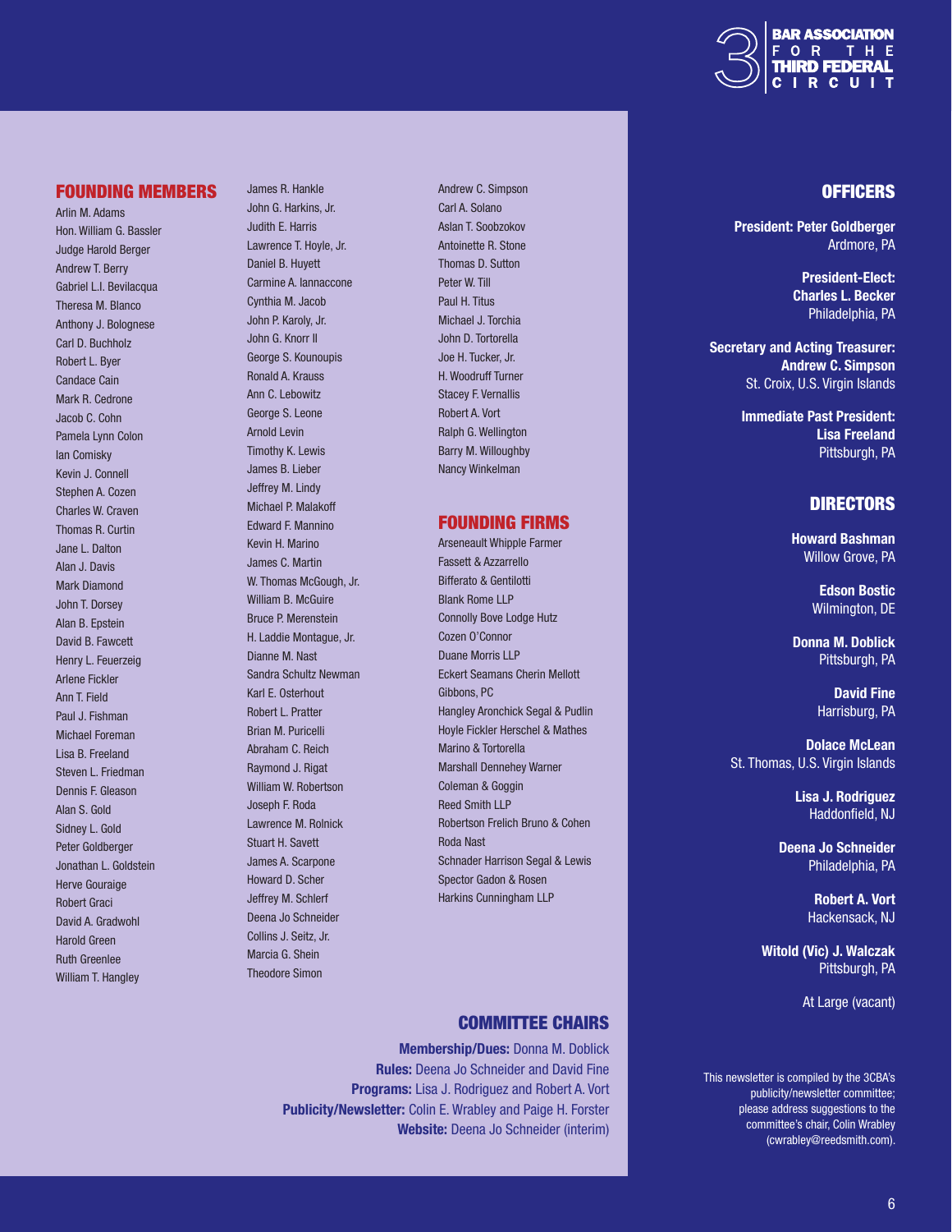BAR ASSOCIATION FOR THE THIRD FEDERAL CIRCUIT

## FOUNDING MEMBERS

Arlin M. Adams
Hon. William G. Bassler
Judge Harold Berger
Andrew T. Berry
Gabriel L.I. Bevilacqua
Theresa M. Blanco
Anthony J. Bolognese
Carl D. Buchholz
Robert L. Byer
Candace Cain
Mark R. Cedrone
Jacob C. Cohn
Pamela Lynn Colon
Ian Comisky
Kevin J. Connell
Stephen A. Cozen
Charles W. Craven
Thomas R. Curtin
Jane L. Dalton
Alan J. Davis
Mark Diamond
John T. Dorsey
Alan B. Epstein
David B. Fawcett
Henry L. Feuerzeig
Arlene Fickler
Ann T. Field
Paul J. Fishman
Michael Foreman
Lisa B. Freeland
Steven L. Friedman
Dennis F. Gleason
Alan S. Gold
Sidney L. Gold
Peter Goldberger
Jonathan L. Goldstein
Herve Gouraige
Robert Graci
David A. Gradwohl
Harold Green
Ruth Greenlee
William T. Hangley
James R. Hankle
John G. Harkins, Jr.
Judith E. Harris
Lawrence T. Hoyle, Jr.
Daniel B. Huyett
Carmine A. Iannaccone
Cynthia M. Jacob
John P. Karoly, Jr.
John G. Knorr II
George S. Kounoupis
Ronald A. Krauss
Ann C. Lebowitz
George S. Leone
Arnold Levin
Timothy K. Lewis
James B. Lieber
Jeffrey M. Lindy
Michael P. Malakoff
Edward F. Mannino
Kevin H. Marino
James C. Martin
W. Thomas McGough, Jr.
William B. McGuire
Bruce P. Merenstein
H. Laddie Montague, Jr.
Dianne M. Nast
Sandra Schultz Newman
Karl E. Osterhout
Robert L. Pratter
Brian M. Puricelli
Abraham C. Reich
Raymond J. Rigat
William W. Robertson
Joseph F. Roda
Lawrence M. Rolnick
Stuart H. Savett
James A. Scarpone
Howard D. Scher
Jeffrey M. Schlerf
Deena Jo Schneider
Collins J. Seitz, Jr.
Marcia G. Shein
Theodore Simon
Andrew C. Simpson
Carl A. Solano
Aslan T. Soobzokov
Antoinette R. Stone
Thomas D. Sutton
Peter W. Till
Paul H. Titus
Michael J. Torchia
John D. Tortorella
Joe H. Tucker, Jr.
H. Woodruff Turner
Stacey F. Vernallis
Robert A. Vort
Ralph G. Wellington
Barry M. Willoughby
Nancy Winkelman

## FOUNDING FIRMS

Arseneault Whipple Farmer
Fassett & Azzarrello
Bifferato & Gentilotti
Blank Rome LLP
Connolly Bove Lodge Hutz
Cozen O'Connor
Duane Morris LLP
Eckert Seamans Cherin Mellott
Gibbons, PC
Hangley Aronchick Segal & Pudlin
Hoyle Fickler Herschel & Mathes
Marino & Tortorella
Marshall Dennehey Warner Coleman & Goggin
Reed Smith LLP
Robertson Frelich Bruno & Cohen
Roda Nast
Schnader Harrison Segal & Lewis
Spector Gadon & Rosen
Harkins Cunningham LLP

## COMMITTEE CHAIRS

**Membership/Dues:** Donna M. Doblick
**Rules:** Deena Jo Schneider and David Fine
**Programs:** Lisa J. Rodriguez and Robert A. Vort
**Publicity/Newsletter:** Colin E. Wrabley and Paige H. Forster
**Website:** Deena Jo Schneider (interim)

## OFFICERS

**President: Peter Goldberger**
Ardmore, PA

**President-Elect: Charles L. Becker**
Philadelphia, PA

**Secretary and Acting Treasurer: Andrew C. Simpson**
St. Croix, U.S. Virgin Islands

**Immediate Past President: Lisa Freeland**
Pittsburgh, PA

## DIRECTORS

**Howard Bashman**
Willow Grove, PA

**Edson Bostic**
Wilmington, DE

**Donna M. Doblick**
Pittsburgh, PA

**David Fine**
Harrisburg, PA

**Dolace McLean**
St. Thomas, U.S. Virgin Islands

**Lisa J. Rodriguez**
Haddonfield, NJ

**Deena Jo Schneider**
Philadelphia, PA

**Robert A. Vort**
Hackensack, NJ

**Witold (Vic) J. Walczak**
Pittsburgh, PA

At Large (vacant)

This newsletter is compiled by the 3CBA's publicity/newsletter committee; please address suggestions to the committee's chair, Colin Wrabley (cwrabley@reedsmith.com).